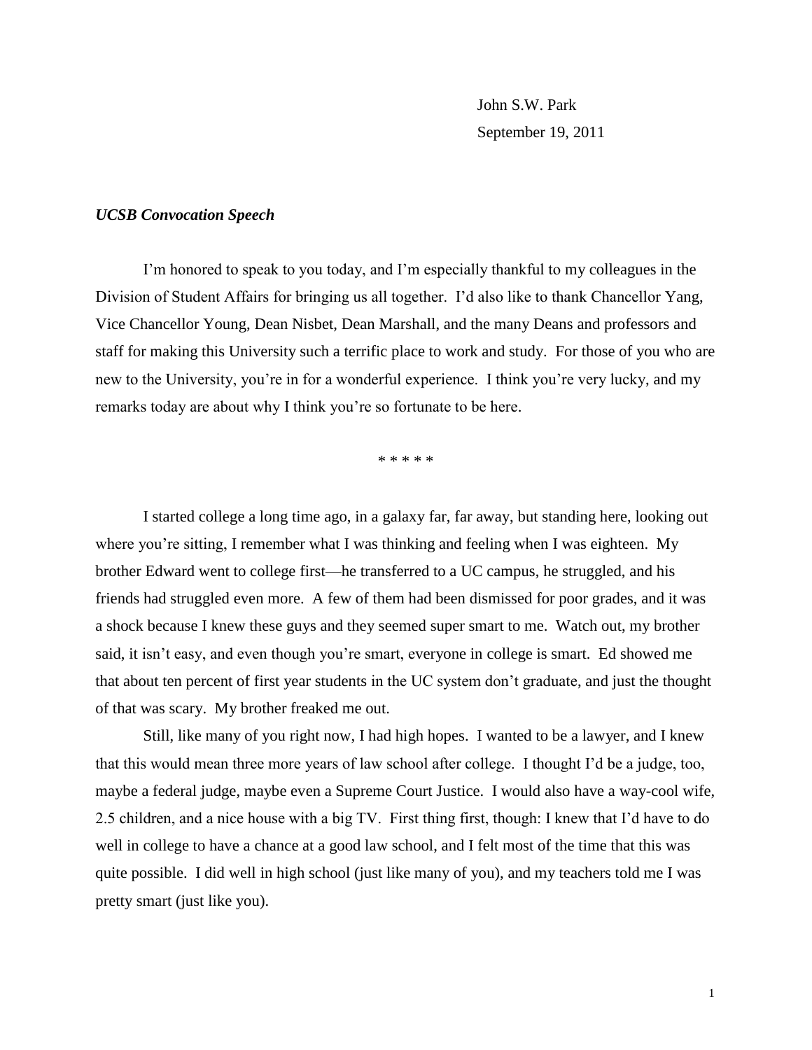John S.W. Park

September 19, 2011

***UCSB Convocation Speech***

I'm honored to speak to you today, and I'm especially thankful to my colleagues in the Division of Student Affairs for bringing us all together. I'd also like to thank Chancellor Yang, Vice Chancellor Young, Dean Nisbet, Dean Marshall, and the many Deans and professors and staff for making this University such a terrific place to work and study. For those of you who are new to the University, you're in for a wonderful experience. I think you're very lucky, and my remarks today are about why I think you're so fortunate to be here.

\* \* \* \* \*

I started college a long time ago, in a galaxy far, far away, but standing here, looking out where you're sitting, I remember what I was thinking and feeling when I was eighteen. My brother Edward went to college first—he transferred to a UC campus, he struggled, and his friends had struggled even more. A few of them had been dismissed for poor grades, and it was a shock because I knew these guys and they seemed super smart to me. Watch out, my brother said, it isn't easy, and even though you're smart, everyone in college is smart. Ed showed me that about ten percent of first year students in the UC system don't graduate, and just the thought of that was scary. My brother freaked me out.

Still, like many of you right now, I had high hopes. I wanted to be a lawyer, and I knew that this would mean three more years of law school after college. I thought I'd be a judge, too, maybe a federal judge, maybe even a Supreme Court Justice. I would also have a way-cool wife, 2.5 children, and a nice house with a big TV. First thing first, though: I knew that I'd have to do well in college to have a chance at a good law school, and I felt most of the time that this was quite possible. I did well in high school (just like many of you), and my teachers told me I was pretty smart (just like you).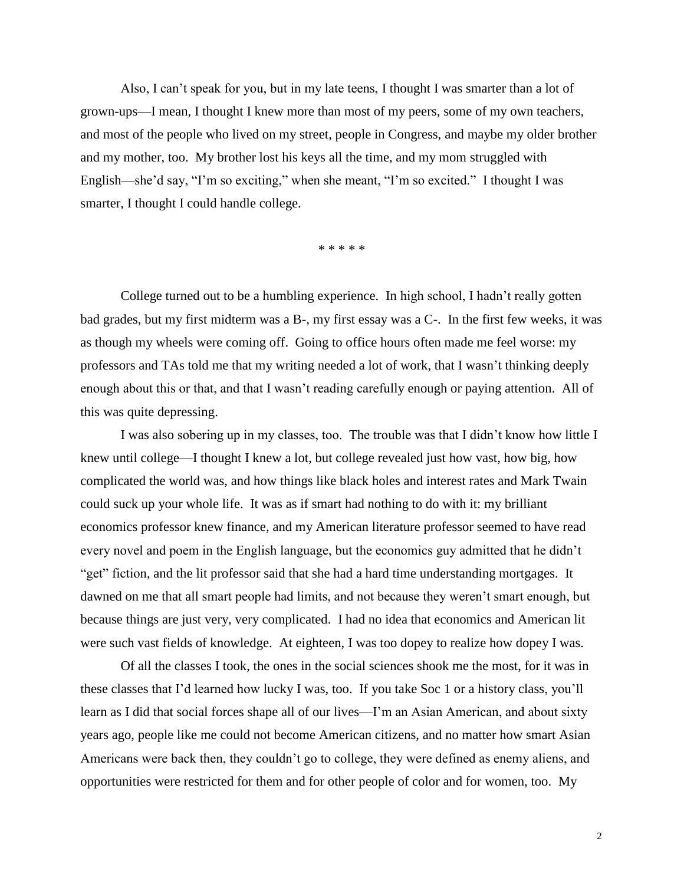Also, I can't speak for you, but in my late teens, I thought I was smarter than a lot of grown-ups—I mean, I thought I knew more than most of my peers, some of my own teachers, and most of the people who lived on my street, people in Congress, and maybe my older brother and my mother, too. My brother lost his keys all the time, and my mom struggled with English—she'd say, "I'm so exciting," when she meant, "I'm so excited." I thought I was smarter, I thought I could handle college.

* * * * *

College turned out to be a humbling experience. In high school, I hadn't really gotten bad grades, but my first midterm was a B-, my first essay was a C-. In the first few weeks, it was as though my wheels were coming off. Going to office hours often made me feel worse: my professors and TAs told me that my writing needed a lot of work, that I wasn't thinking deeply enough about this or that, and that I wasn't reading carefully enough or paying attention. All of this was quite depressing.

I was also sobering up in my classes, too. The trouble was that I didn't know how little I knew until college—I thought I knew a lot, but college revealed just how vast, how big, how complicated the world was, and how things like black holes and interest rates and Mark Twain could suck up your whole life. It was as if smart had nothing to do with it: my brilliant economics professor knew finance, and my American literature professor seemed to have read every novel and poem in the English language, but the economics guy admitted that he didn't "get" fiction, and the lit professor said that she had a hard time understanding mortgages. It dawned on me that all smart people had limits, and not because they weren't smart enough, but because things are just very, very complicated. I had no idea that economics and American lit were such vast fields of knowledge. At eighteen, I was too dopey to realize how dopey I was.

Of all the classes I took, the ones in the social sciences shook me the most, for it was in these classes that I'd learned how lucky I was, too. If you take Soc 1 or a history class, you'll learn as I did that social forces shape all of our lives—I'm an Asian American, and about sixty years ago, people like me could not become American citizens, and no matter how smart Asian Americans were back then, they couldn't go to college, they were defined as enemy aliens, and opportunities were restricted for them and for other people of color and for women, too. My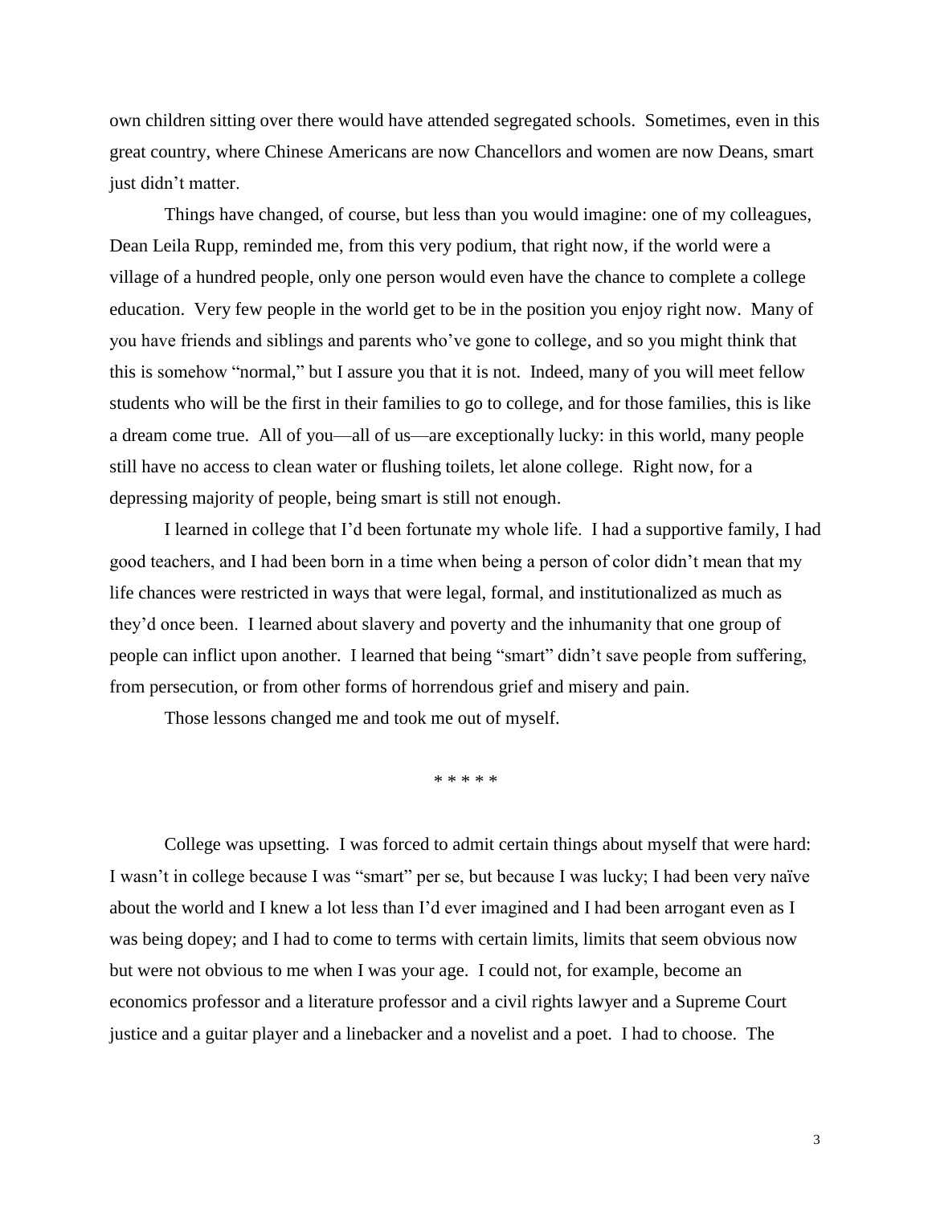own children sitting over there would have attended segregated schools. Sometimes, even in this great country, where Chinese Americans are now Chancellors and women are now Deans, smart just didn't matter.

Things have changed, of course, but less than you would imagine: one of my colleagues, Dean Leila Rupp, reminded me, from this very podium, that right now, if the world were a village of a hundred people, only one person would even have the chance to complete a college education. Very few people in the world get to be in the position you enjoy right now. Many of you have friends and siblings and parents who've gone to college, and so you might think that this is somehow "normal," but I assure you that it is not. Indeed, many of you will meet fellow students who will be the first in their families to go to college, and for those families, this is like a dream come true. All of you—all of us—are exceptionally lucky: in this world, many people still have no access to clean water or flushing toilets, let alone college. Right now, for a depressing majority of people, being smart is still not enough.

I learned in college that I'd been fortunate my whole life. I had a supportive family, I had good teachers, and I had been born in a time when being a person of color didn't mean that my life chances were restricted in ways that were legal, formal, and institutionalized as much as they'd once been. I learned about slavery and poverty and the inhumanity that one group of people can inflict upon another. I learned that being "smart" didn't save people from suffering, from persecution, or from other forms of horrendous grief and misery and pain.

Those lessons changed me and took me out of myself.

\* \* \* \* \*

College was upsetting. I was forced to admit certain things about myself that were hard: I wasn't in college because I was "smart" per se, but because I was lucky; I had been very naïve about the world and I knew a lot less than I'd ever imagined and I had been arrogant even as I was being dopey; and I had to come to terms with certain limits, limits that seem obvious now but were not obvious to me when I was your age. I could not, for example, become an economics professor and a literature professor and a civil rights lawyer and a Supreme Court justice and a guitar player and a linebacker and a novelist and a poet. I had to choose. The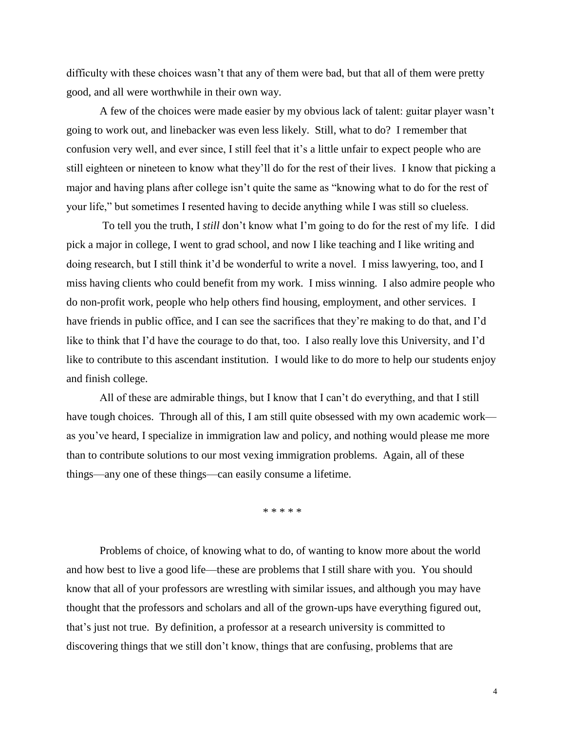difficulty with these choices wasn't that any of them were bad, but that all of them were pretty good, and all were worthwhile in their own way.

A few of the choices were made easier by my obvious lack of talent: guitar player wasn't going to work out, and linebacker was even less likely. Still, what to do? I remember that confusion very well, and ever since, I still feel that it's a little unfair to expect people who are still eighteen or nineteen to know what they'll do for the rest of their lives. I know that picking a major and having plans after college isn't quite the same as "knowing what to do for the rest of your life," but sometimes I resented having to decide anything while I was still so clueless.

To tell you the truth, I *still* don't know what I'm going to do for the rest of my life. I did pick a major in college, I went to grad school, and now I like teaching and I like writing and doing research, but I still think it'd be wonderful to write a novel. I miss lawyering, too, and I miss having clients who could benefit from my work. I miss winning. I also admire people who do non-profit work, people who help others find housing, employment, and other services. I have friends in public office, and I can see the sacrifices that they're making to do that, and I'd like to think that I'd have the courage to do that, too. I also really love this University, and I'd like to contribute to this ascendant institution. I would like to do more to help our students enjoy and finish college.

All of these are admirable things, but I know that I can't do everything, and that I still have tough choices. Through all of this, I am still quite obsessed with my own academic work—as you've heard, I specialize in immigration law and policy, and nothing would please me more than to contribute solutions to our most vexing immigration problems. Again, all of these things—any one of these things—can easily consume a lifetime.

\* \* \* \* \*

Problems of choice, of knowing what to do, of wanting to know more about the world and how best to live a good life—these are problems that I still share with you. You should know that all of your professors are wrestling with similar issues, and although you may have thought that the professors and scholars and all of the grown-ups have everything figured out, that's just not true. By definition, a professor at a research university is committed to discovering things that we still don't know, things that are confusing, problems that are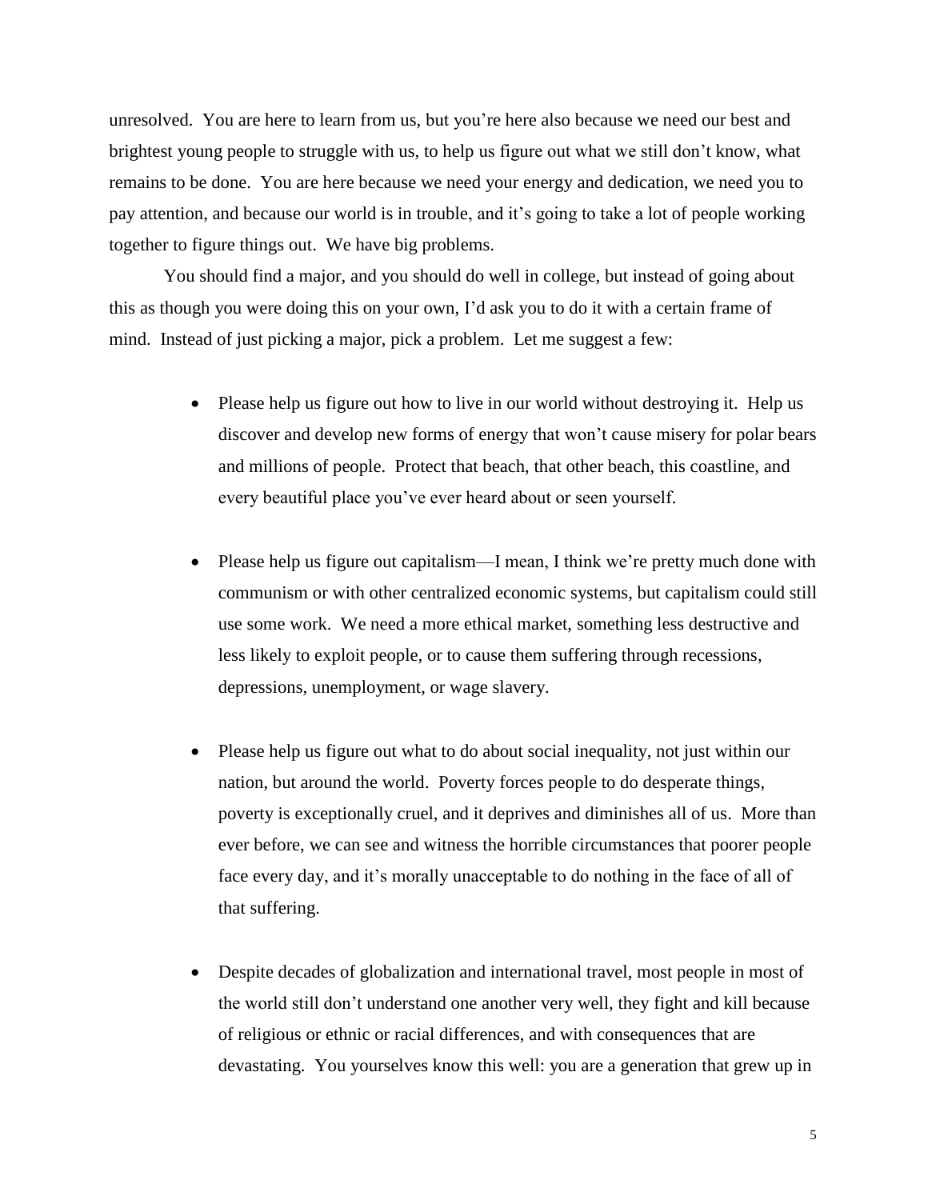unresolved. You are here to learn from us, but you're here also because we need our best and brightest young people to struggle with us, to help us figure out what we still don't know, what remains to be done. You are here because we need your energy and dedication, we need you to pay attention, and because our world is in trouble, and it's going to take a lot of people working together to figure things out. We have big problems.

You should find a major, and you should do well in college, but instead of going about this as though you were doing this on your own, I'd ask you to do it with a certain frame of mind. Instead of just picking a major, pick a problem. Let me suggest a few:

- Please help us figure out how to live in our world without destroying it. Help us discover and develop new forms of energy that won't cause misery for polar bears and millions of people. Protect that beach, that other beach, this coastline, and every beautiful place you've ever heard about or seen yourself.

- Please help us figure out capitalism—I mean, I think we're pretty much done with communism or with other centralized economic systems, but capitalism could still use some work. We need a more ethical market, something less destructive and less likely to exploit people, or to cause them suffering through recessions, depressions, unemployment, or wage slavery.

- Please help us figure out what to do about social inequality, not just within our nation, but around the world. Poverty forces people to do desperate things, poverty is exceptionally cruel, and it deprives and diminishes all of us. More than ever before, we can see and witness the horrible circumstances that poorer people face every day, and it's morally unacceptable to do nothing in the face of all of that suffering.

- Despite decades of globalization and international travel, most people in most of the world still don't understand one another very well, they fight and kill because of religious or ethnic or racial differences, and with consequences that are devastating. You yourselves know this well: you are a generation that grew up in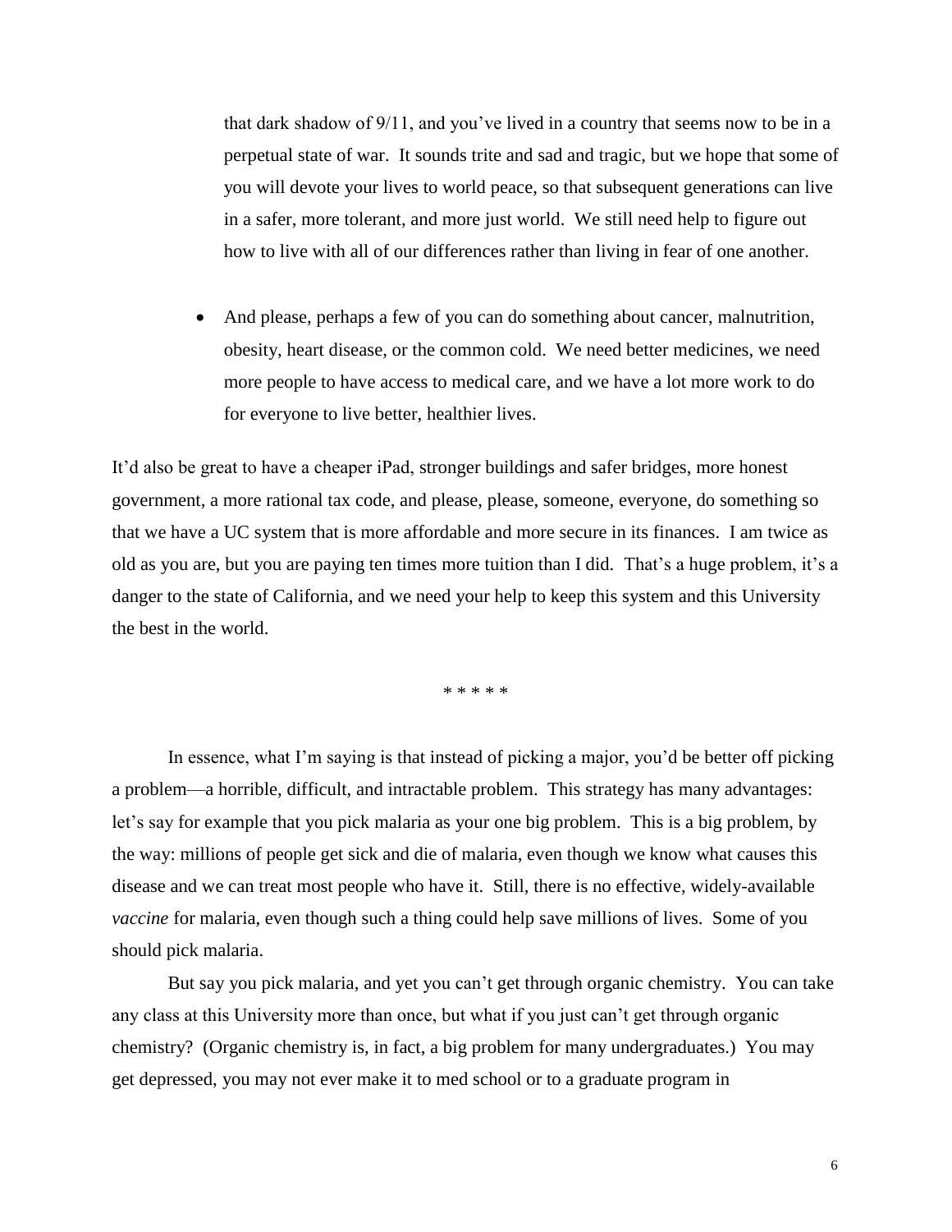that dark shadow of 9/11, and you've lived in a country that seems now to be in a perpetual state of war. It sounds trite and sad and tragic, but we hope that some of you will devote your lives to world peace, so that subsequent generations can live in a safer, more tolerant, and more just world. We still need help to figure out how to live with all of our differences rather than living in fear of one another.

- And please, perhaps a few of you can do something about cancer, malnutrition, obesity, heart disease, or the common cold. We need better medicines, we need more people to have access to medical care, and we have a lot more work to do for everyone to live better, healthier lives.

It'd also be great to have a cheaper iPad, stronger buildings and safer bridges, more honest government, a more rational tax code, and please, please, someone, everyone, do something so that we have a UC system that is more affordable and more secure in its finances. I am twice as old as you are, but you are paying ten times more tuition than I did. That's a huge problem, it's a danger to the state of California, and we need your help to keep this system and this University the best in the world.

\* \* \* \* \*

In essence, what I'm saying is that instead of picking a major, you'd be better off picking a problem—a horrible, difficult, and intractable problem. This strategy has many advantages: let's say for example that you pick malaria as your one big problem. This is a big problem, by the way: millions of people get sick and die of malaria, even though we know what causes this disease and we can treat most people who have it. Still, there is no effective, widely-available *vaccine* for malaria, even though such a thing could help save millions of lives. Some of you should pick malaria.

But say you pick malaria, and yet you can't get through organic chemistry. You can take any class at this University more than once, but what if you just can't get through organic chemistry? (Organic chemistry is, in fact, a big problem for many undergraduates.) You may get depressed, you may not ever make it to med school or to a graduate program in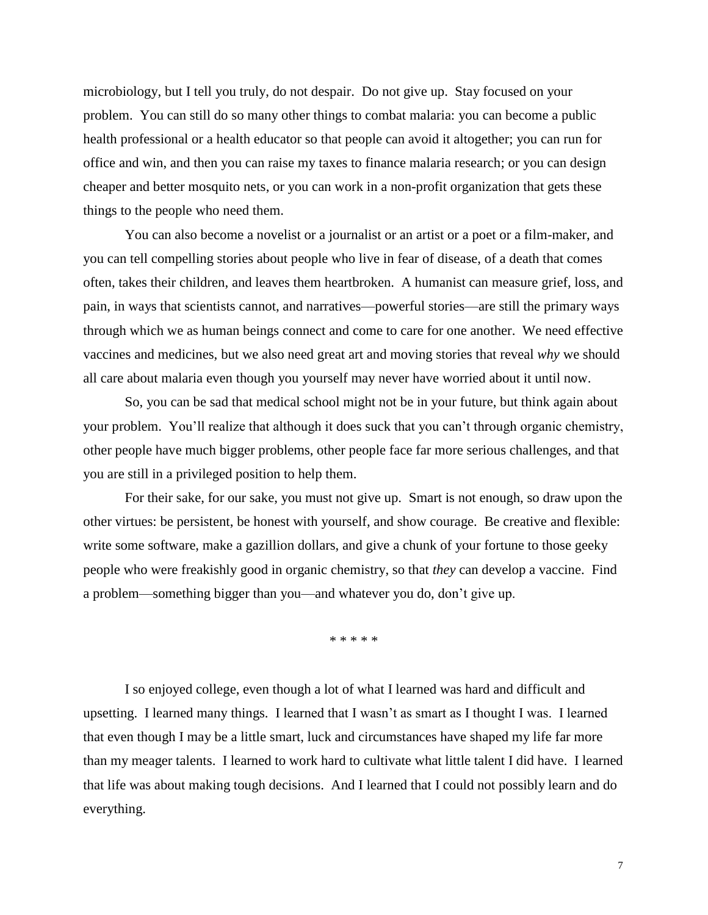microbiology, but I tell you truly, do not despair. Do not give up. Stay focused on your problem. You can still do so many other things to combat malaria: you can become a public health professional or a health educator so that people can avoid it altogether; you can run for office and win, and then you can raise my taxes to finance malaria research; or you can design cheaper and better mosquito nets, or you can work in a non-profit organization that gets these things to the people who need them.

You can also become a novelist or a journalist or an artist or a poet or a film-maker, and you can tell compelling stories about people who live in fear of disease, of a death that comes often, takes their children, and leaves them heartbroken. A humanist can measure grief, loss, and pain, in ways that scientists cannot, and narratives—powerful stories—are still the primary ways through which we as human beings connect and come to care for one another. We need effective vaccines and medicines, but we also need great art and moving stories that reveal *why* we should all care about malaria even though you yourself may never have worried about it until now.

So, you can be sad that medical school might not be in your future, but think again about your problem. You'll realize that although it does suck that you can't through organic chemistry, other people have much bigger problems, other people face far more serious challenges, and that you are still in a privileged position to help them.

For their sake, for our sake, you must not give up. Smart is not enough, so draw upon the other virtues: be persistent, be honest with yourself, and show courage. Be creative and flexible: write some software, make a gazillion dollars, and give a chunk of your fortune to those geeky people who were freakishly good in organic chemistry, so that *they* can develop a vaccine. Find a problem—something bigger than you—and whatever you do, don't give up.

\* \* \* \* \*

I so enjoyed college, even though a lot of what I learned was hard and difficult and upsetting. I learned many things. I learned that I wasn't as smart as I thought I was. I learned that even though I may be a little smart, luck and circumstances have shaped my life far more than my meager talents. I learned to work hard to cultivate what little talent I did have. I learned that life was about making tough decisions. And I learned that I could not possibly learn and do everything.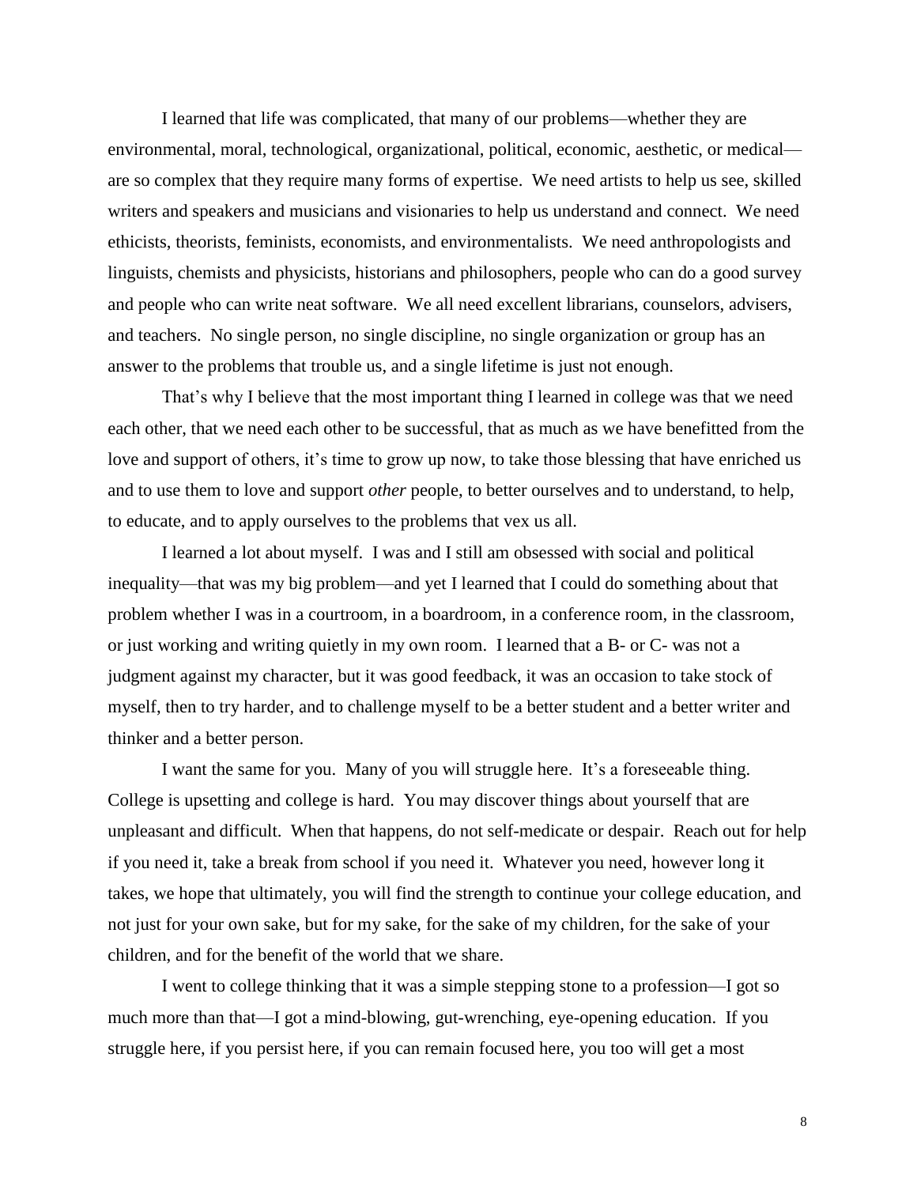I learned that life was complicated, that many of our problems—whether they are environmental, moral, technological, organizational, political, economic, aesthetic, or medical—are so complex that they require many forms of expertise. We need artists to help us see, skilled writers and speakers and musicians and visionaries to help us understand and connect. We need ethicists, theorists, feminists, economists, and environmentalists. We need anthropologists and linguists, chemists and physicists, historians and philosophers, people who can do a good survey and people who can write neat software. We all need excellent librarians, counselors, advisers, and teachers. No single person, no single discipline, no single organization or group has an answer to the problems that trouble us, and a single lifetime is just not enough.

That's why I believe that the most important thing I learned in college was that we need each other, that we need each other to be successful, that as much as we have benefitted from the love and support of others, it's time to grow up now, to take those blessing that have enriched us and to use them to love and support *other* people, to better ourselves and to understand, to help, to educate, and to apply ourselves to the problems that vex us all.

I learned a lot about myself. I was and I still am obsessed with social and political inequality—that was my big problem—and yet I learned that I could do something about that problem whether I was in a courtroom, in a boardroom, in a conference room, in the classroom, or just working and writing quietly in my own room. I learned that a B- or C- was not a judgment against my character, but it was good feedback, it was an occasion to take stock of myself, then to try harder, and to challenge myself to be a better student and a better writer and thinker and a better person.

I want the same for you. Many of you will struggle here. It's a foreseeable thing. College is upsetting and college is hard. You may discover things about yourself that are unpleasant and difficult. When that happens, do not self-medicate or despair. Reach out for help if you need it, take a break from school if you need it. Whatever you need, however long it takes, we hope that ultimately, you will find the strength to continue your college education, and not just for your own sake, but for my sake, for the sake of my children, for the sake of your children, and for the benefit of the world that we share.

I went to college thinking that it was a simple stepping stone to a profession—I got so much more than that—I got a mind-blowing, gut-wrenching, eye-opening education. If you struggle here, if you persist here, if you can remain focused here, you too will get a most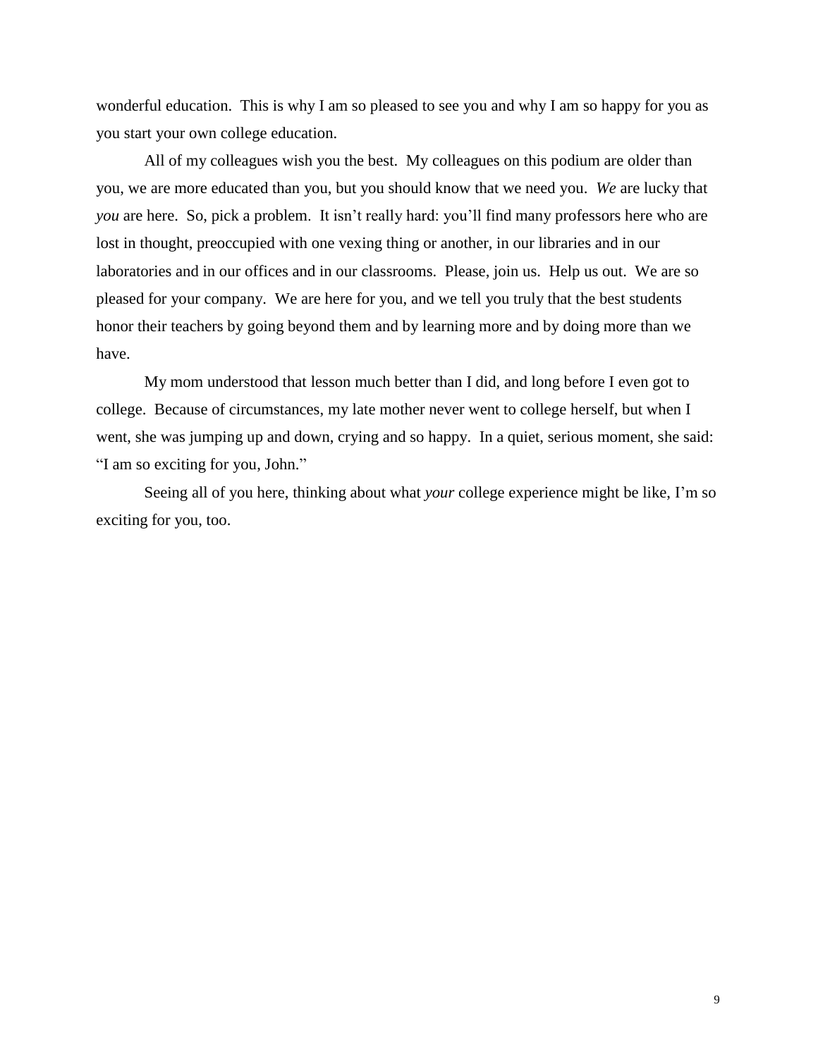wonderful education. This is why I am so pleased to see you and why I am so happy for you as you start your own college education.

All of my colleagues wish you the best. My colleagues on this podium are older than you, we are more educated than you, but you should know that we need you. *We* are lucky that *you* are here. So, pick a problem. It isn't really hard: you'll find many professors here who are lost in thought, preoccupied with one vexing thing or another, in our libraries and in our laboratories and in our offices and in our classrooms. Please, join us. Help us out. We are so pleased for your company. We are here for you, and we tell you truly that the best students honor their teachers by going beyond them and by learning more and by doing more than we have.

My mom understood that lesson much better than I did, and long before I even got to college. Because of circumstances, my late mother never went to college herself, but when I went, she was jumping up and down, crying and so happy. In a quiet, serious moment, she said: "I am so exciting for you, John."

Seeing all of you here, thinking about what *your* college experience might be like, I'm so exciting for you, too.